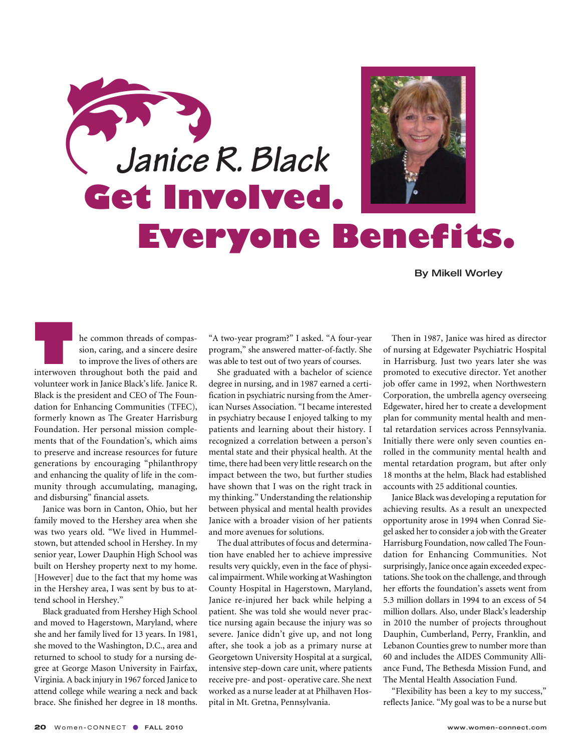# Janice R. Black

# Get Involved. Everyone Benefits.

**By Mikell Worley**

The common threads of compassion, caring, and a sincere desire to improve the lives of others are interwoven throughout both the paid and volunteer work in Janice Black's life. Janice R. Black is the president and CEO of The Foundation for Enhancing Communities (TFEC), formerly known as The Greater Harrisburg Foundation. Her personal mission complements that of the Foundation's, which aims to preserve and increase resources for future generations by encouraging "philanthropy and enhancing the quality of life in the community through accumulating, managing, and disbursing" financial assets.

Janice was born in Canton, Ohio, but her family moved to the Hershey area when she was two years old. "We lived in Hummelstown, but attended school in Hershey. In my senior year, Lower Dauphin High School was built on Hershey property next to my home. [However] due to the fact that my home was in the Hershey area, I was sent by bus to attend school in Hershey."

Black graduated from Hershey High School and moved to Hagerstown, Maryland, where she and her family lived for 13 years. In 1981, she moved to the Washington, D.C., area and returned to school to study for a nursing degree at George Mason University in Fairfax, Virginia. A back injury in 1967 forced Janice to attend college while wearing a neck and back brace. She finished her degree in 18 months. "A two-year program?" I asked. "A four-year program," she answered matter-of-factly. She was able to test out of two years of courses.

She graduated with a bachelor of science degree in nursing, and in 1987 earned a certification in psychiatric nursing from the American Nurses Association. "I became interested in psychiatry because I enjoyed talking to my patients and learning about their history. I recognized a correlation between a person's mental state and their physical health. At the time, there had been very little research on the impact between the two, but further studies have shown that I was on the right track in my thinking." Understanding the relationship between physical and mental health provides Janice with a broader vision of her patients and more avenues for solutions.

The dual attributes of focus and determination have enabled her to achieve impressive results very quickly, even in the face of physical impairment. While working at Washington County Hospital in Hagerstown, Maryland, Janice re-injured her back while helping a patient. She was told she would never practice nursing again because the injury was so severe. Janice didn't give up, and not long after, she took a job as a primary nurse at Georgetown University Hospital at a surgical, intensive step-down care unit, where patients receive pre- and post- operative care. She next worked as a nurse leader at at Philhaven Hospital in Mt. Gretna, Pennsylvania.

Then in 1987, Janice was hired as director of nursing at Edgewater Psychiatric Hospital in Harrisburg. Just two years later she was promoted to executive director. Yet another job offer came in 1992, when Northwestern Corporation, the umbrella agency overseeing Edgewater, hired her to create a development plan for community mental health and mental retardation services across Pennsylvania. Initially there were only seven counties enrolled in the community mental health and mental retardation program, but after only 18 months at the helm, Black had established accounts with 25 additional counties.

Janice Black was developing a reputation for achieving results. As a result an unexpected opportunity arose in 1994 when Conrad Siegel asked her to consider a job with the Greater Harrisburg Foundation, now called The Foundation for Enhancing Communities. Not surprisingly, Janice once again exceeded expectations. She took on the challenge, and through her efforts the foundation's assets went from 5.3 million dollars in 1994 to an excess of 54 million dollars. Also, under Black's leadership in 2010 the number of projects throughout Dauphin, Cumberland, Perry, Franklin, and Lebanon Counties grew to number more than 60 and includes the AIDES Community Alliance Fund, The Bethesda Mission Fund, and The Mental Health Association Fund.

"Flexibility has been a key to my success," reflects Janice. "My goal was to be a nurse but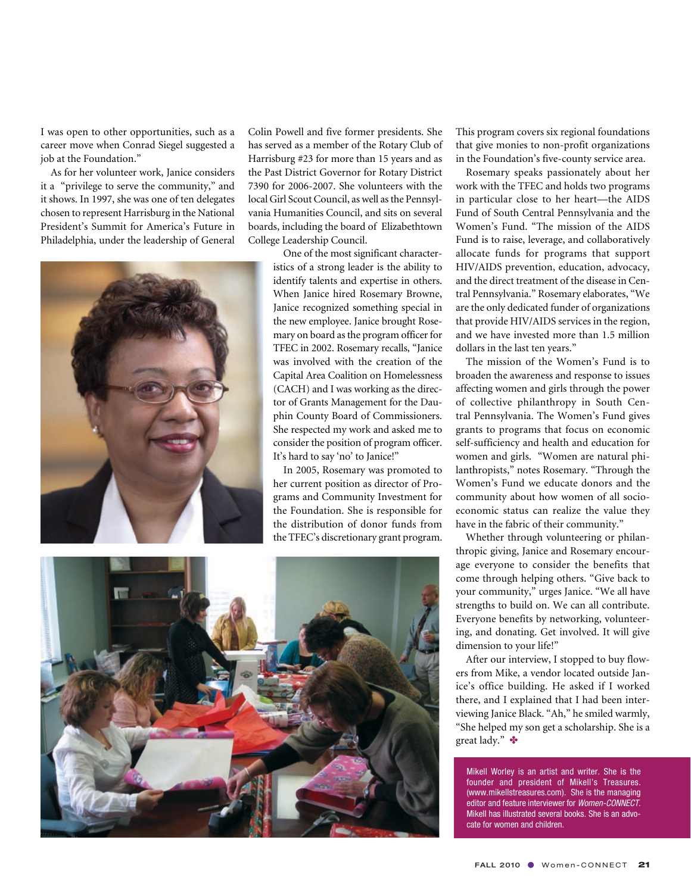I was open to other opportunities, such as a career move when Conrad Siegel suggested a job at the Foundation."

As for her volunteer work, Janice considers it a "privilege to serve the community," and it shows. In 1997, she was one of ten delegates chosen to represent Harrisburg in the National President's Summit for America's Future in Philadelphia, under the leadership of General Colin Powell and five former presidents. She has served as a member of the Rotary Club of Harrisburg #23 for more than 15 years and as the Past District Governor for Rotary District 7390 for 2006-2007. She volunteers with the local Girl Scout Council, as well as the Pennsylvania Humanities Council, and sits on several boards, including the board of Elizabethtown College Leadership Council.

One of the most significant characteristics of a strong leader is the ability to identify talents and expertise in others. When Janice hired Rosemary Browne, Janice recognized something special in the new employee. Janice brought Rosemary on board as the program officer for TFEC in 2002. Rosemary recalls, "Janice was involved with the creation of the Capital Area Coalition on Homelessness (CACH) and I was working as the director of Grants Management for the Dauphin County Board of Commissioners. She respected my work and asked me to consider the position of program officer. It's hard to say 'no' to Janice!"

In 2005, Rosemary was promoted to her current position as director of Programs and Community Investment for the Foundation. She is responsible for the distribution of donor funds from the TFEC's discretionary grant program. This program covers six regional foundations that give monies to non-profit organizations in the Foundation's five-county service area.

Rosemary speaks passionately about her work with the TFEC and holds two programs in particular close to her heart—the AIDS Fund of South Central Pennsylvania and the Women's Fund. "The mission of the AIDS Fund is to raise, leverage, and collaboratively allocate funds for programs that support HIV/AIDS prevention, education, advocacy, and the direct treatment of the disease in Central Pennsylvania." Rosemary elaborates, "We are the only dedicated funder of organizations that provide HIV/AIDS services in the region, and we have invested more than 1.5 million dollars in the last ten years."

The mission of the Women's Fund is to broaden the awareness and response to issues affecting women and girls through the power of collective philanthropy in South Central Pennsylvania. The Women's Fund gives grants to programs that focus on economic self-sufficiency and health and education for women and girls. "Women are natural philanthropists," notes Rosemary. "Through the Women's Fund we educate donors and the community about how women of all socio-economic status can realize the value they have in the fabric of their community."

Whether through volunteering or philanthropic giving, Janice and Rosemary encourage everyone to consider the benefits that come through helping others. "Give back to your community," urges Janice. "We all have strengths to build on. We can all contribute. Everyone benefits by networking, volunteering, and donating. Get involved. It will give dimension to your life!"

After our interview, I stopped to buy flowers from Mike, a vendor located outside Janice's office building. He asked if I worked there, and I explained that I had been interviewing Janice Black. "Ah," he smiled warmly, "She helped my son get a scholarship. She is a great lady." ✤

Mikell Worley is an artist and writer. She is the founder and president of Mikell's Treasures. (www.mikellstreasures.com). She is the managing editor and feature interviewer for *Women-CONNECT*. Mikell has illustrated several books. She is an advocate for women and children.